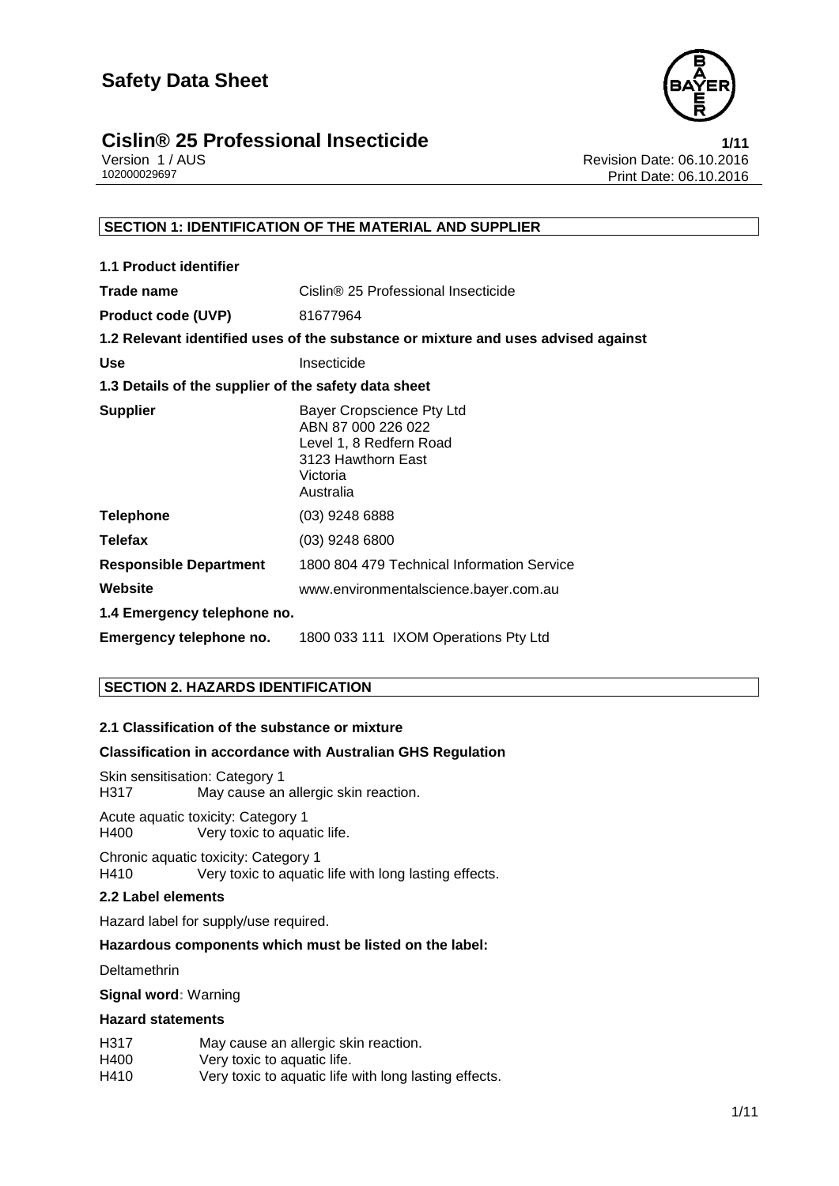# Safety Data Sheet

## Cislin® 25 Professional Insecticide

Version 1 / AUS
102000029697

Revision Date: 06.10.2016
Print Date: 06.10.2016

### SECTION 1: IDENTIFICATION OF THE MATERIAL AND SUPPLIER

**1.1 Product identifier**

| | |
|---|---|
| **Trade name** | Cislin® 25 Professional Insecticide |
| **Product code (UVP)** | 81677964 |

**1.2 Relevant identified uses of the substance or mixture and uses advised against**

| | |
|---|---|
| **Use** | Insecticide |

**1.3 Details of the supplier of the safety data sheet**

| | |
|---|---|
| **Supplier** | Bayer Cropscience Pty Ltd<br>ABN 87 000 226 022<br>Level 1, 8 Redfern Road<br>3123 Hawthorn East<br>Victoria<br>Australia |
| **Telephone** | (03) 9248 6888 |
| **Telefax** | (03) 9248 6800 |
| **Responsible Department** | 1800 804 479 Technical Information Service |
| **Website** | www.environmentalscience.bayer.com.au |

**1.4 Emergency telephone no.**

| | |
|---|---|
| **Emergency telephone no.** | 1800 033 111 IXOM Operations Pty Ltd |

### SECTION 2. HAZARDS IDENTIFICATION

**2.1 Classification of the substance or mixture**

**Classification in accordance with Australian GHS Regulation**

Skin sensitisation: Category 1
H317 May cause an allergic skin reaction.

Acute aquatic toxicity: Category 1
H400 Very toxic to aquatic life.

Chronic aquatic toxicity: Category 1
H410 Very toxic to aquatic life with long lasting effects.

**2.2 Label elements**

Hazard label for supply/use required.

**Hazardous components which must be listed on the label:**

Deltamethrin

**Signal word**: Warning

**Hazard statements**

H317 May cause an allergic skin reaction.
H400 Very toxic to aquatic life.
H410 Very toxic to aquatic life with long lasting effects.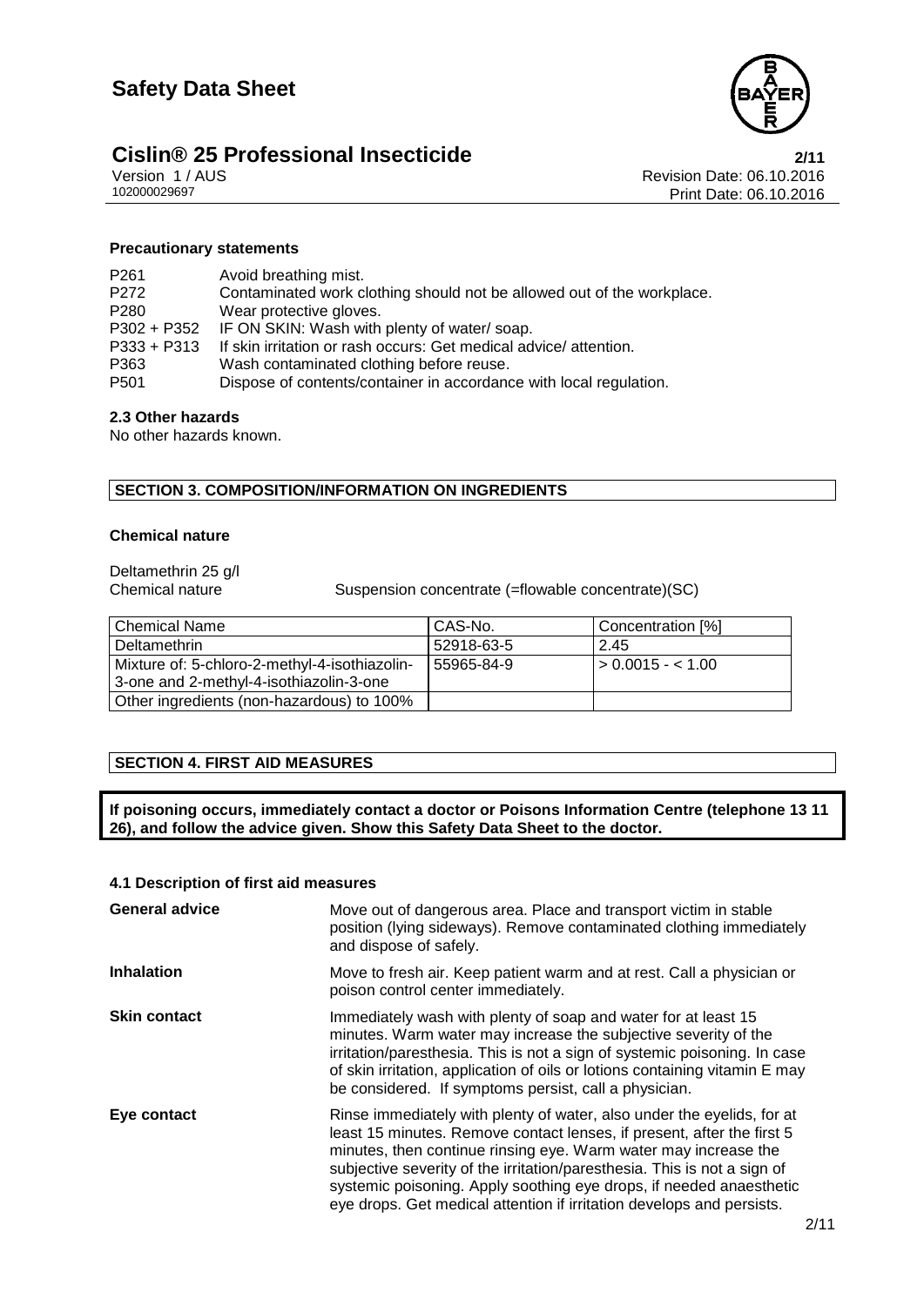#### Precautionary statements

| | |
|---|---|
| P261 | Avoid breathing mist. |
| P272 | Contaminated work clothing should not be allowed out of the workplace. |
| P280 | Wear protective gloves. |
| P302 + P352 | IF ON SKIN: Wash with plenty of water/ soap. |
| P333 + P313 | If skin irritation or rash occurs: Get medical advice/ attention. |
| P363 | Wash contaminated clothing before reuse. |
| P501 | Dispose of contents/container in accordance with local regulation. |

#### 2.3 Other hazards

No other hazards known.

## SECTION 3. COMPOSITION/INFORMATION ON INGREDIENTS

#### Chemical nature

Deltamethrin 25 g/l

Chemical nature Suspension concentrate (=flowable concentrate)(SC)

| Chemical Name | CAS-No. | Concentration [%] |
|---|---|---|
| Deltamethrin | 52918-63-5 | 2.45 |
| Mixture of: 5-chloro-2-methyl-4-isothiazolin-3-one and 2-methyl-4-isothiazolin-3-one | 55965-84-9 | > 0.0015 - < 1.00 |
| Other ingredients (non-hazardous) to 100% | | |

## SECTION 4. FIRST AID MEASURES

**If poisoning occurs, immediately contact a doctor or Poisons Information Centre (telephone 13 11 26), and follow the advice given. Show this Safety Data Sheet to the doctor.**

#### 4.1 Description of first aid measures

**General advice**
Move out of dangerous area. Place and transport victim in stable position (lying sideways). Remove contaminated clothing immediately and dispose of safely.

**Inhalation**
Move to fresh air. Keep patient warm and at rest. Call a physician or poison control center immediately.

**Skin contact**
Immediately wash with plenty of soap and water for at least 15 minutes. Warm water may increase the subjective severity of the irritation/paresthesia. This is not a sign of systemic poisoning. In case of skin irritation, application of oils or lotions containing vitamin E may be considered. If symptoms persist, call a physician.

**Eye contact**
Rinse immediately with plenty of water, also under the eyelids, for at least 15 minutes. Remove contact lenses, if present, after the first 5 minutes, then continue rinsing eye. Warm water may increase the subjective severity of the irritation/paresthesia. This is not a sign of systemic poisoning. Apply soothing eye drops, if needed anaesthetic eye drops. Get medical attention if irritation develops and persists.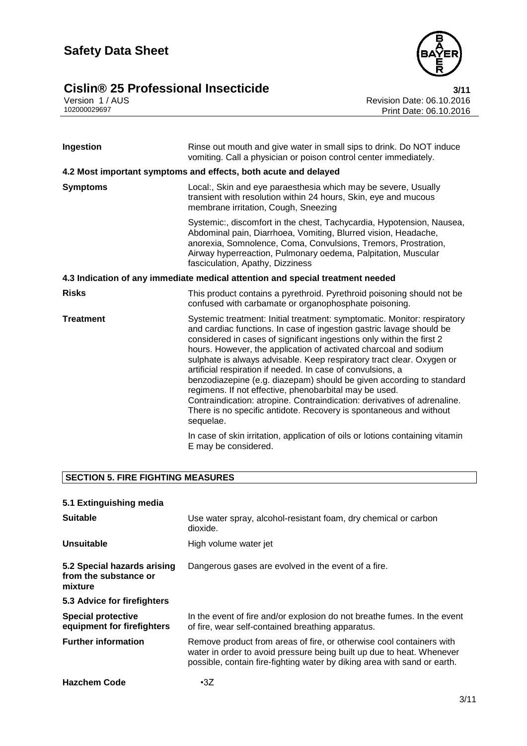| | |
|---|---|
| **Ingestion** | Rinse out mouth and give water in small sips to drink. Do NOT induce vomiting. Call a physician or poison control center immediately. |

**4.2 Most important symptoms and effects, both acute and delayed**

| | |
|---|---|
| **Symptoms** | Local:, Skin and eye paraesthesia which may be severe, Usually transient with resolution within 24 hours, Skin, eye and mucous membrane irritation, Cough, Sneezing<br><br>Systemic:, discomfort in the chest, Tachycardia, Hypotension, Nausea, Abdominal pain, Diarrhoea, Vomiting, Blurred vision, Headache, anorexia, Somnolence, Coma, Convulsions, Tremors, Prostration, Airway hyperreaction, Pulmonary oedema, Palpitation, Muscular fasciculation, Apathy, Dizziness |

**4.3 Indication of any immediate medical attention and special treatment needed**

| | |
|---|---|
| **Risks** | This product contains a pyrethroid. Pyrethroid poisoning should not be confused with carbamate or organophosphate poisoning. |
| **Treatment** | Systemic treatment: Initial treatment: symptomatic. Monitor: respiratory and cardiac functions. In case of ingestion gastric lavage should be considered in cases of significant ingestions only within the first 2 hours. However, the application of activated charcoal and sodium sulphate is always advisable. Keep respiratory tract clear. Oxygen or artificial respiration if needed. In case of convulsions, a benzodiazepine (e.g. diazepam) should be given according to standard regimens. If not effective, phenobarbital may be used. Contraindication: atropine. Contraindication: derivatives of adrenaline. There is no specific antidote. Recovery is spontaneous and without sequelae.<br><br>In case of skin irritation, application of oils or lotions containing vitamin E may be considered. |

## SECTION 5. FIRE FIGHTING MEASURES

**5.1 Extinguishing media**

| | |
|---|---|
| **Suitable** | Use water spray, alcohol-resistant foam, dry chemical or carbon dioxide. |
| **Unsuitable** | High volume water jet |
| **5.2 Special hazards arising from the substance or mixture** | Dangerous gases are evolved in the event of a fire. |

**5.3 Advice for firefighters**

| | |
|---|---|
| **Special protective equipment for firefighters** | In the event of fire and/or explosion do not breathe fumes. In the event of fire, wear self-contained breathing apparatus. |
| **Further information** | Remove product from areas of fire, or otherwise cool containers with water in order to avoid pressure being built up due to heat. Whenever possible, contain fire-fighting water by diking area with sand or earth. |
| **Hazchem Code** | •3Z |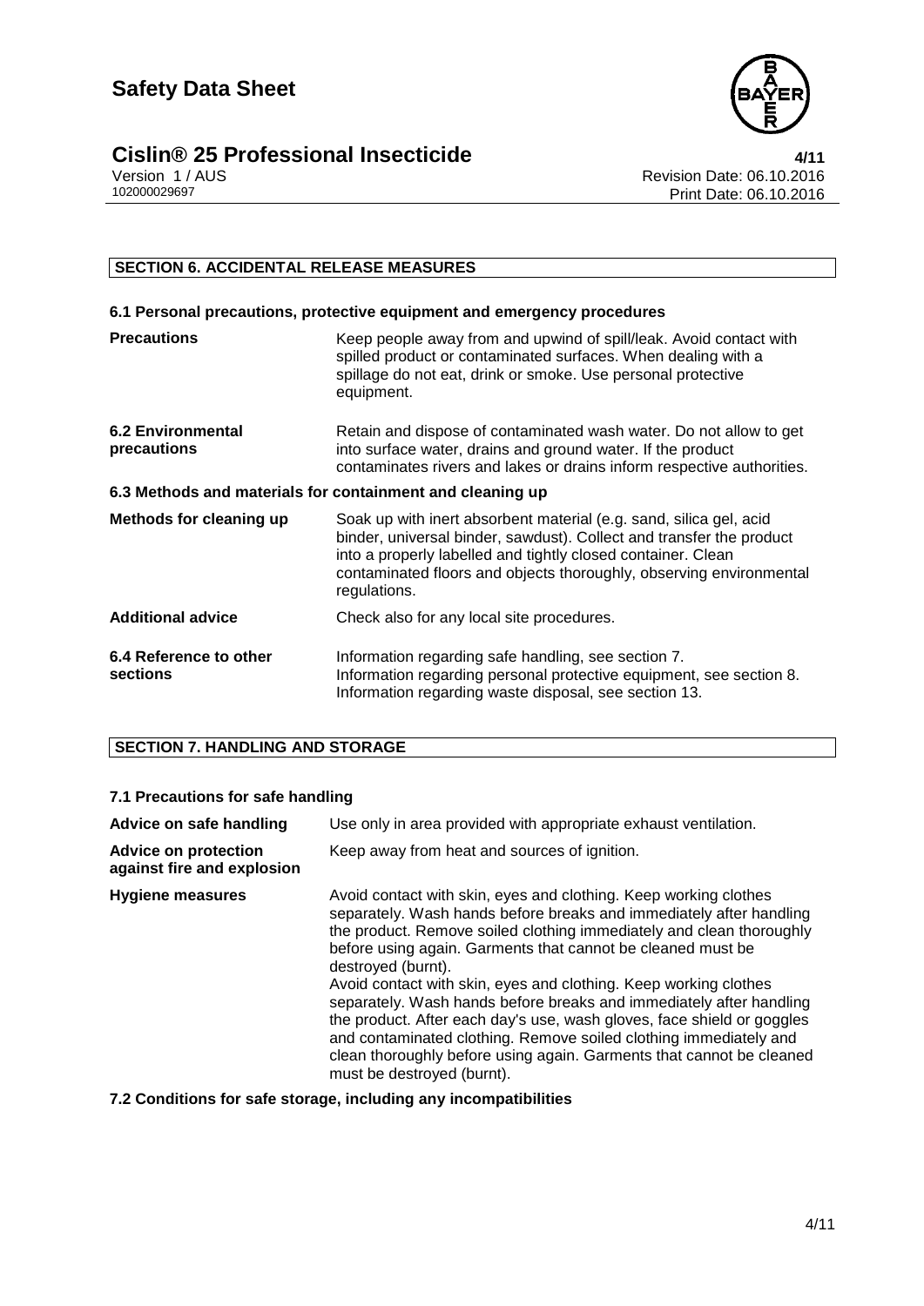## SECTION 6. ACCIDENTAL RELEASE MEASURES

### 6.1 Personal precautions, protective equipment and emergency procedures

| | |
|---|---|
| **Precautions** | Keep people away from and upwind of spill/leak. Avoid contact with spilled product or contaminated surfaces. When dealing with a spillage do not eat, drink or smoke. Use personal protective equipment. |
| **6.2 Environmental precautions** | Retain and dispose of contaminated wash water. Do not allow to get into surface water, drains and ground water. If the product contaminates rivers and lakes or drains inform respective authorities. |

### 6.3 Methods and materials for containment and cleaning up

| | |
|---|---|
| **Methods for cleaning up** | Soak up with inert absorbent material (e.g. sand, silica gel, acid binder, universal binder, sawdust). Collect and transfer the product into a properly labelled and tightly closed container. Clean contaminated floors and objects thoroughly, observing environmental regulations. |
| **Additional advice** | Check also for any local site procedures. |
| **6.4 Reference to other sections** | Information regarding safe handling, see section 7.<br>Information regarding personal protective equipment, see section 8.<br>Information regarding waste disposal, see section 13. |

## SECTION 7. HANDLING AND STORAGE

### 7.1 Precautions for safe handling

| | |
|---|---|
| **Advice on safe handling** | Use only in area provided with appropriate exhaust ventilation. |
| **Advice on protection against fire and explosion** | Keep away from heat and sources of ignition. |
| **Hygiene measures** | Avoid contact with skin, eyes and clothing. Keep working clothes separately. Wash hands before breaks and immediately after handling the product. Remove soiled clothing immediately and clean thoroughly before using again. Garments that cannot be cleaned must be destroyed (burnt).<br>Avoid contact with skin, eyes and clothing. Keep working clothes separately. Wash hands before breaks and immediately after handling the product. After each day's use, wash gloves, face shield or goggles and contaminated clothing. Remove soiled clothing immediately and clean thoroughly before using again. Garments that cannot be cleaned must be destroyed (burnt). |

### 7.2 Conditions for safe storage, including any incompatibilities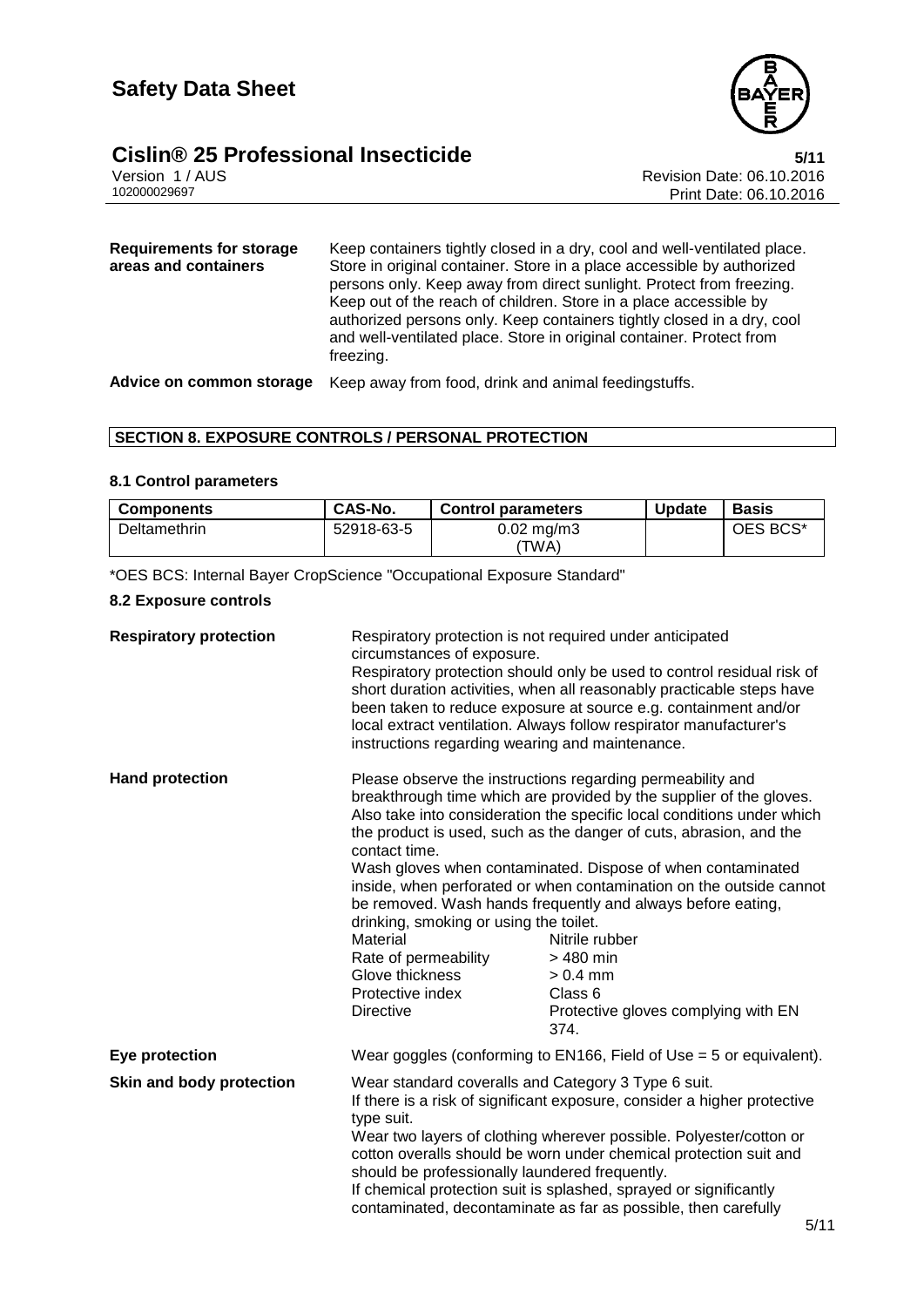| | |
|---|---|
| **Requirements for storage areas and containers** | Keep containers tightly closed in a dry, cool and well-ventilated place. Store in original container. Store in a place accessible by authorized persons only. Keep away from direct sunlight. Protect from freezing. Keep out of the reach of children. Store in a place accessible by authorized persons only. Keep containers tightly closed in a dry, cool and well-ventilated place. Store in original container. Protect from freezing. |
| **Advice on common storage** | Keep away from food, drink and animal feedingstuffs. |

## SECTION 8. EXPOSURE CONTROLS / PERSONAL PROTECTION

### 8.1 Control parameters

| Components | CAS-No. | Control parameters | Update | Basis |
|---|---|---|---|---|
| Deltamethrin | 52918-63-5 | 0.02 mg/m3 (TWA) | | OES BCS* |

*OES BCS: Internal Bayer CropScience "Occupational Exposure Standard"

### 8.2 Exposure controls

**Respiratory protection**

Respiratory protection is not required under anticipated circumstances of exposure.
Respiratory protection should only be used to control residual risk of short duration activities, when all reasonably practicable steps have been taken to reduce exposure at source e.g. containment and/or local extract ventilation. Always follow respirator manufacturer's instructions regarding wearing and maintenance.

**Hand protection**

Please observe the instructions regarding permeability and breakthrough time which are provided by the supplier of the gloves. Also take into consideration the specific local conditions under which the product is used, such as the danger of cuts, abrasion, and the contact time.
Wash gloves when contaminated. Dispose of when contaminated inside, when perforated or when contamination on the outside cannot be removed. Wash hands frequently and always before eating, drinking, smoking or using the toilet.

| | |
|---|---|
| Material | Nitrile rubber |
| Rate of permeability | > 480 min |
| Glove thickness | > 0.4 mm |
| Protective index | Class 6 |
| Directive | Protective gloves complying with EN 374. |

**Eye protection**

Wear goggles (conforming to EN166, Field of Use = 5 or equivalent).

**Skin and body protection**

Wear standard coveralls and Category 3 Type 6 suit.
If there is a risk of significant exposure, consider a higher protective type suit.
Wear two layers of clothing wherever possible. Polyester/cotton or cotton overalls should be worn under chemical protection suit and should be professionally laundered frequently.
If chemical protection suit is splashed, sprayed or significantly contaminated, decontaminate as far as possible, then carefully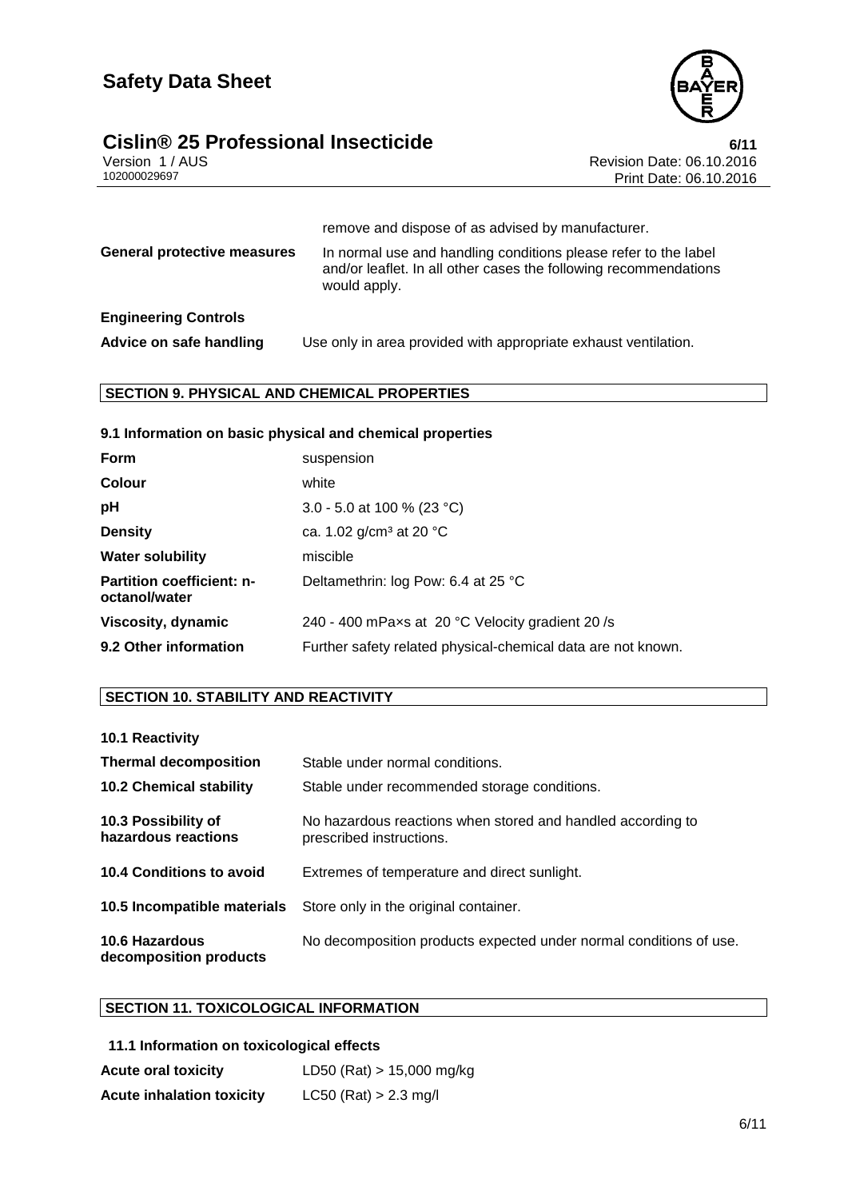| | |
|---|---|
| | remove and dispose of as advised by manufacturer. |
| **General protective measures** | In normal use and handling conditions please refer to the label and/or leaflet. In all other cases the following recommendations would apply. |

**Engineering Controls**

| | |
|---|---|
| **Advice on safe handling** | Use only in area provided with appropriate exhaust ventilation. |

## SECTION 9. PHYSICAL AND CHEMICAL PROPERTIES

### 9.1 Information on basic physical and chemical properties

| | |
|---|---|
| **Form** | suspension |
| **Colour** | white |
| **pH** | 3.0 - 5.0 at 100 % (23 °C) |
| **Density** | ca. 1.02 g/cm³ at 20 °C |
| **Water solubility** | miscible |
| **Partition coefficient: n-octanol/water** | Deltamethrin: log Pow: 6.4 at 25 °C |
| **Viscosity, dynamic** | 240 - 400 mPa×s at 20 °C Velocity gradient 20 /s |
| **9.2 Other information** | Further safety related physical-chemical data are not known. |

## SECTION 10. STABILITY AND REACTIVITY

| | |
|---|---|
| **10.1 Reactivity** | |
| **Thermal decomposition** | Stable under normal conditions. |
| **10.2 Chemical stability** | Stable under recommended storage conditions. |
| **10.3 Possibility of hazardous reactions** | No hazardous reactions when stored and handled according to prescribed instructions. |
| **10.4 Conditions to avoid** | Extremes of temperature and direct sunlight. |
| **10.5 Incompatible materials** | Store only in the original container. |
| **10.6 Hazardous decomposition products** | No decomposition products expected under normal conditions of use. |

## SECTION 11. TOXICOLOGICAL INFORMATION

### 11.1 Information on toxicological effects

| | |
|---|---|
| **Acute oral toxicity** | LD50 (Rat) > 15,000 mg/kg |
| **Acute inhalation toxicity** | LC50 (Rat) > 2.3 mg/l |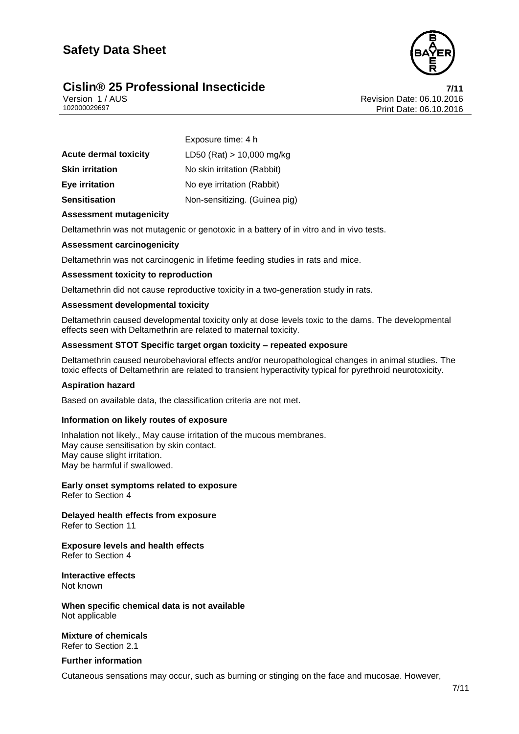| | |
|---|---|
| | Exposure time: 4 h |
| **Acute dermal toxicity** | LD50 (Rat) > 10,000 mg/kg |
| **Skin irritation** | No skin irritation (Rabbit) |
| **Eye irritation** | No eye irritation (Rabbit) |
| **Sensitisation** | Non-sensitizing. (Guinea pig) |

**Assessment mutagenicity**

Deltamethrin was not mutagenic or genotoxic in a battery of in vitro and in vivo tests.

**Assessment carcinogenicity**

Deltamethrin was not carcinogenic in lifetime feeding studies in rats and mice.

**Assessment toxicity to reproduction**

Deltamethrin did not cause reproductive toxicity in a two-generation study in rats.

**Assessment developmental toxicity**

Deltamethrin caused developmental toxicity only at dose levels toxic to the dams. The developmental effects seen with Deltamethrin are related to maternal toxicity.

**Assessment STOT Specific target organ toxicity – repeated exposure**

Deltamethrin caused neurobehavioral effects and/or neuropathological changes in animal studies. The toxic effects of Deltamethrin are related to transient hyperactivity typical for pyrethroid neurotoxicity.

**Aspiration hazard**

Based on available data, the classification criteria are not met.

**Information on likely routes of exposure**

Inhalation not likely., May cause irritation of the mucous membranes.
May cause sensitisation by skin contact.
May cause slight irritation.
May be harmful if swallowed.

**Early onset symptoms related to exposure**
Refer to Section 4

**Delayed health effects from exposure**
Refer to Section 11

**Exposure levels and health effects**
Refer to Section 4

**Interactive effects**
Not known

**When specific chemical data is not available**
Not applicable

**Mixture of chemicals**
Refer to Section 2.1

**Further information**

Cutaneous sensations may occur, such as burning or stinging on the face and mucosae. However,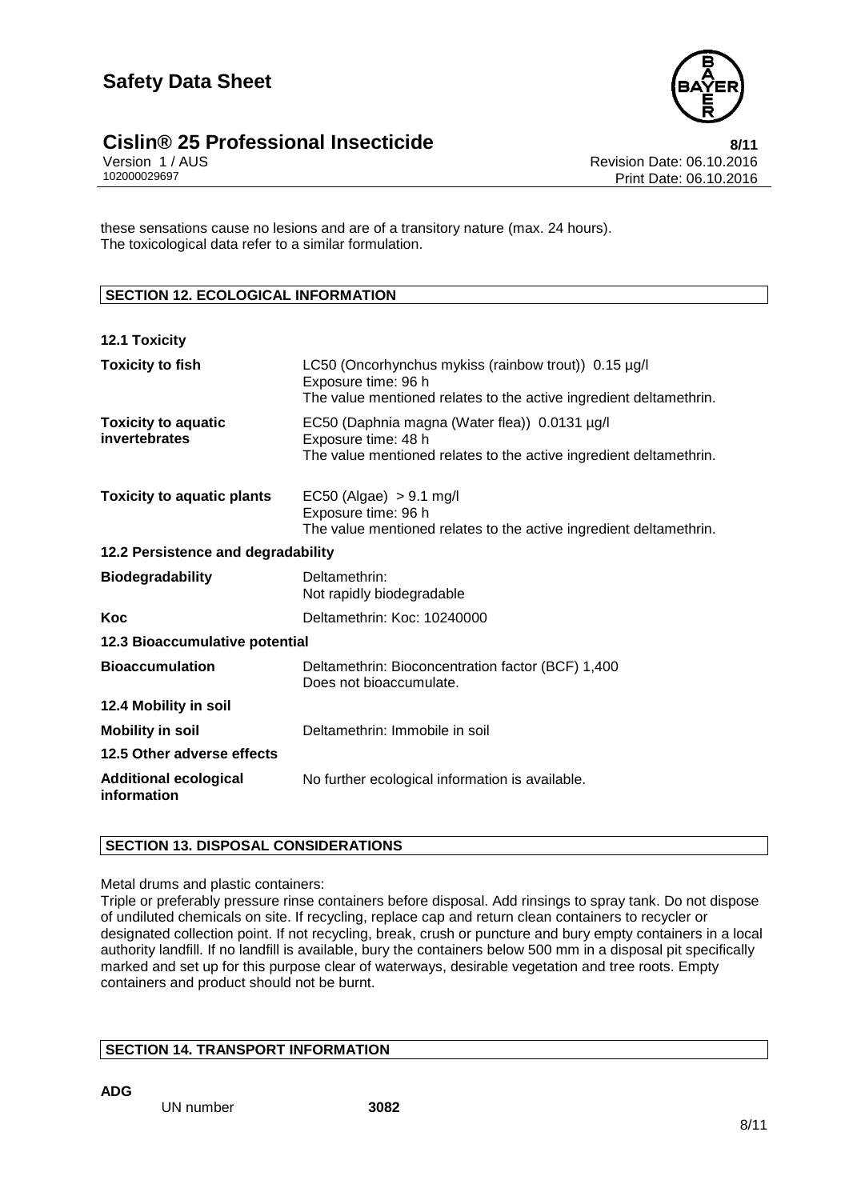these sensations cause no lesions and are of a transitory nature (max. 24 hours).
The toxicological data refer to a similar formulation.

## SECTION 12. ECOLOGICAL INFORMATION

### 12.1 Toxicity

| | |
|---|---|
| **Toxicity to fish** | LC50 (Oncorhynchus mykiss (rainbow trout)) 0.15 µg/l<br>Exposure time: 96 h<br>The value mentioned relates to the active ingredient deltamethrin. |
| **Toxicity to aquatic invertebrates** | EC50 (Daphnia magna (Water flea)) 0.0131 µg/l<br>Exposure time: 48 h<br>The value mentioned relates to the active ingredient deltamethrin. |
| **Toxicity to aquatic plants** | EC50 (Algae) > 9.1 mg/l<br>Exposure time: 96 h<br>The value mentioned relates to the active ingredient deltamethrin. |

### 12.2 Persistence and degradability

| | |
|---|---|
| **Biodegradability** | Deltamethrin:<br>Not rapidly biodegradable |
| **Koc** | Deltamethrin: Koc: 10240000 |

### 12.3 Bioaccumulative potential

| | |
|---|---|
| **Bioaccumulation** | Deltamethrin: Bioconcentration factor (BCF) 1,400<br>Does not bioaccumulate. |

### 12.4 Mobility in soil

| | |
|---|---|
| **Mobility in soil** | Deltamethrin: Immobile in soil |

### 12.5 Other adverse effects

| | |
|---|---|
| **Additional ecological information** | No further ecological information is available. |

## SECTION 13. DISPOSAL CONSIDERATIONS

Metal drums and plastic containers:
Triple or preferably pressure rinse containers before disposal. Add rinsings to spray tank. Do not dispose of undiluted chemicals on site. If recycling, replace cap and return clean containers to recycler or designated collection point. If not recycling, break, crush or puncture and bury empty containers in a local authority landfill. If no landfill is available, bury the containers below 500 mm in a disposal pit specifically marked and set up for this purpose clear of waterways, desirable vegetation and tree roots. Empty containers and product should not be burnt.

## SECTION 14. TRANSPORT INFORMATION

**ADG**

UN number **3082**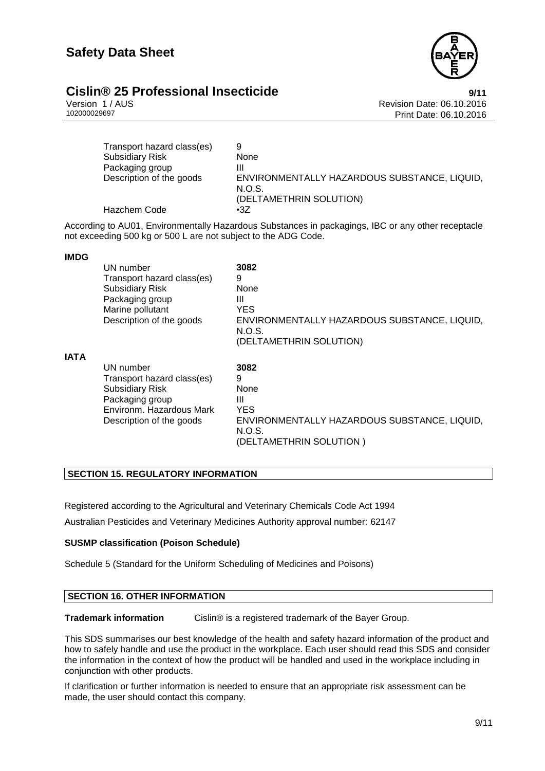| | |
|---|---|
| Transport hazard class(es) | 9 |
| Subsidiary Risk | None |
| Packaging group | III |
| Description of the goods | ENVIRONMENTALLY HAZARDOUS SUBSTANCE, LIQUID, N.O.S. (DELTAMETHRIN SOLUTION) |
| Hazchem Code | •3Z |

According to AU01, Environmentally Hazardous Substances in packagings, IBC or any other receptacle not exceeding 500 kg or 500 L are not subject to the ADG Code.

**IMDG**

| | |
|---|---|
| UN number | **3082** |
| Transport hazard class(es) | 9 |
| Subsidiary Risk | None |
| Packaging group | III |
| Marine pollutant | YES |
| Description of the goods | ENVIRONMENTALLY HAZARDOUS SUBSTANCE, LIQUID, N.O.S. (DELTAMETHRIN SOLUTION) |

**IATA**

| | |
|---|---|
| UN number | **3082** |
| Transport hazard class(es) | 9 |
| Subsidiary Risk | None |
| Packaging group | III |
| Environm. Hazardous Mark | YES |
| Description of the goods | ENVIRONMENTALLY HAZARDOUS SUBSTANCE, LIQUID, N.O.S. (DELTAMETHRIN SOLUTION ) |

## SECTION 15. REGULATORY INFORMATION

Registered according to the Agricultural and Veterinary Chemicals Code Act 1994

Australian Pesticides and Veterinary Medicines Authority approval number: 62147

**SUSMP classification (Poison Schedule)**

Schedule 5 (Standard for the Uniform Scheduling of Medicines and Poisons)

## SECTION 16. OTHER INFORMATION

**Trademark information** Cislin® is a registered trademark of the Bayer Group.

This SDS summarises our best knowledge of the health and safety hazard information of the product and how to safely handle and use the product in the workplace. Each user should read this SDS and consider the information in the context of how the product will be handled and used in the workplace including in conjunction with other products.

If clarification or further information is needed to ensure that an appropriate risk assessment can be made, the user should contact this company.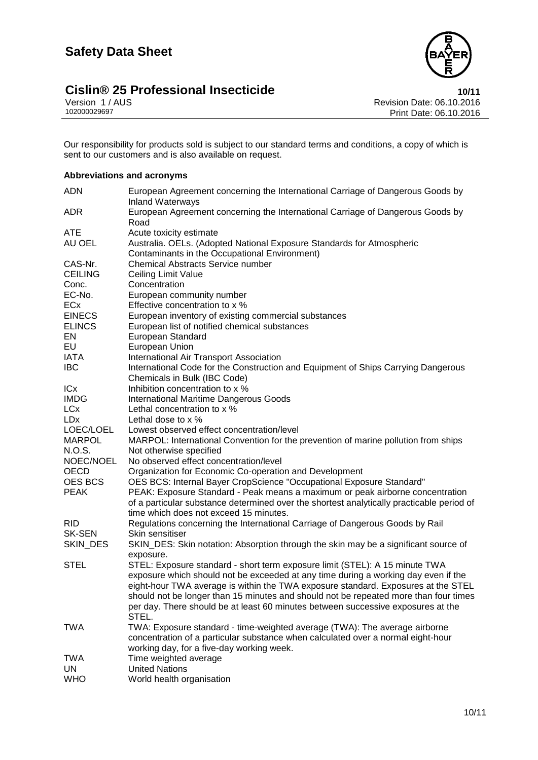Our responsibility for products sold is subject to our standard terms and conditions, a copy of which is sent to our customers and is also available on request.

**Abbreviations and acronyms**

| | |
|---|---|
| ADN | European Agreement concerning the International Carriage of Dangerous Goods by Inland Waterways |
| ADR | European Agreement concerning the International Carriage of Dangerous Goods by Road |
| ATE | Acute toxicity estimate |
| AU OEL | Australia. OELs. (Adopted National Exposure Standards for Atmospheric Contaminants in the Occupational Environment) |
| CAS-Nr. | Chemical Abstracts Service number |
| CEILING | Ceiling Limit Value |
| Conc. | Concentration |
| EC-No. | European community number |
| ECx | Effective concentration to x % |
| EINECS | European inventory of existing commercial substances |
| ELINCS | European list of notified chemical substances |
| EN | European Standard |
| EU | European Union |
| IATA | International Air Transport Association |
| IBC | International Code for the Construction and Equipment of Ships Carrying Dangerous Chemicals in Bulk (IBC Code) |
| ICx | Inhibition concentration to x % |
| IMDG | International Maritime Dangerous Goods |
| LCx | Lethal concentration to x % |
| LDx | Lethal dose to x % |
| LOEC/LOEL | Lowest observed effect concentration/level |
| MARPOL | MARPOL: International Convention for the prevention of marine pollution from ships |
| N.O.S. | Not otherwise specified |
| NOEC/NOEL | No observed effect concentration/level |
| OECD | Organization for Economic Co-operation and Development |
| OES BCS | OES BCS: Internal Bayer CropScience "Occupational Exposure Standard" |
| PEAK | PEAK: Exposure Standard - Peak means a maximum or peak airborne concentration of a particular substance determined over the shortest analytically practicable period of time which does not exceed 15 minutes. |
| RID | Regulations concerning the International Carriage of Dangerous Goods by Rail |
| SK-SEN | Skin sensitiser |
| SKIN_DES | SKIN_DES: Skin notation: Absorption through the skin may be a significant source of exposure. |
| STEL | STEL: Exposure standard - short term exposure limit (STEL): A 15 minute TWA exposure which should not be exceeded at any time during a working day even if the eight-hour TWA average is within the TWA exposure standard. Exposures at the STEL should not be longer than 15 minutes and should not be repeated more than four times per day. There should be at least 60 minutes between successive exposures at the STEL. |
| TWA | TWA: Exposure standard - time-weighted average (TWA): The average airborne concentration of a particular substance when calculated over a normal eight-hour working day, for a five-day working week. |
| TWA | Time weighted average |
| UN | United Nations |
| WHO | World health organisation |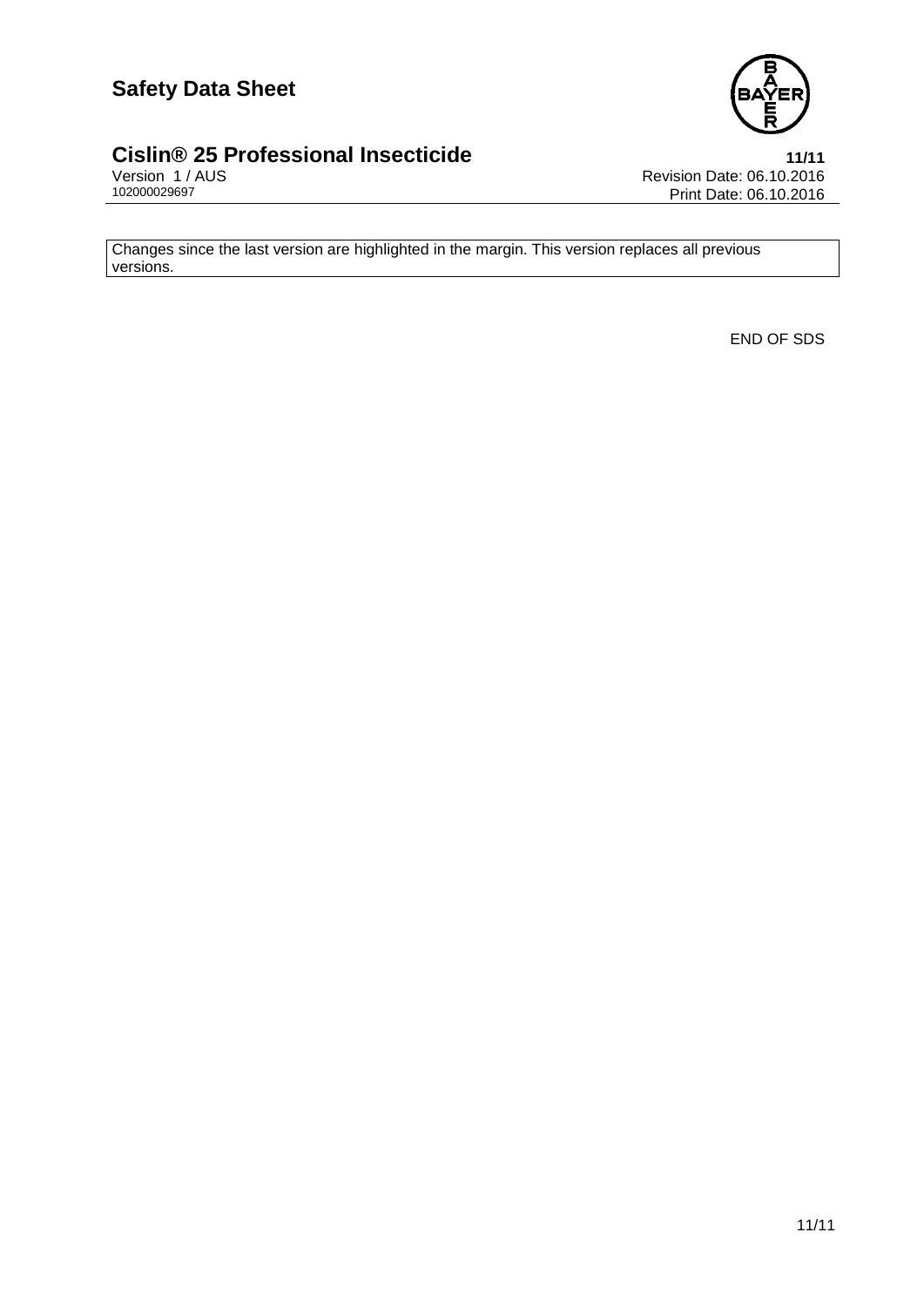Changes since the last version are highlighted in the margin. This version replaces all previous versions.

END OF SDS